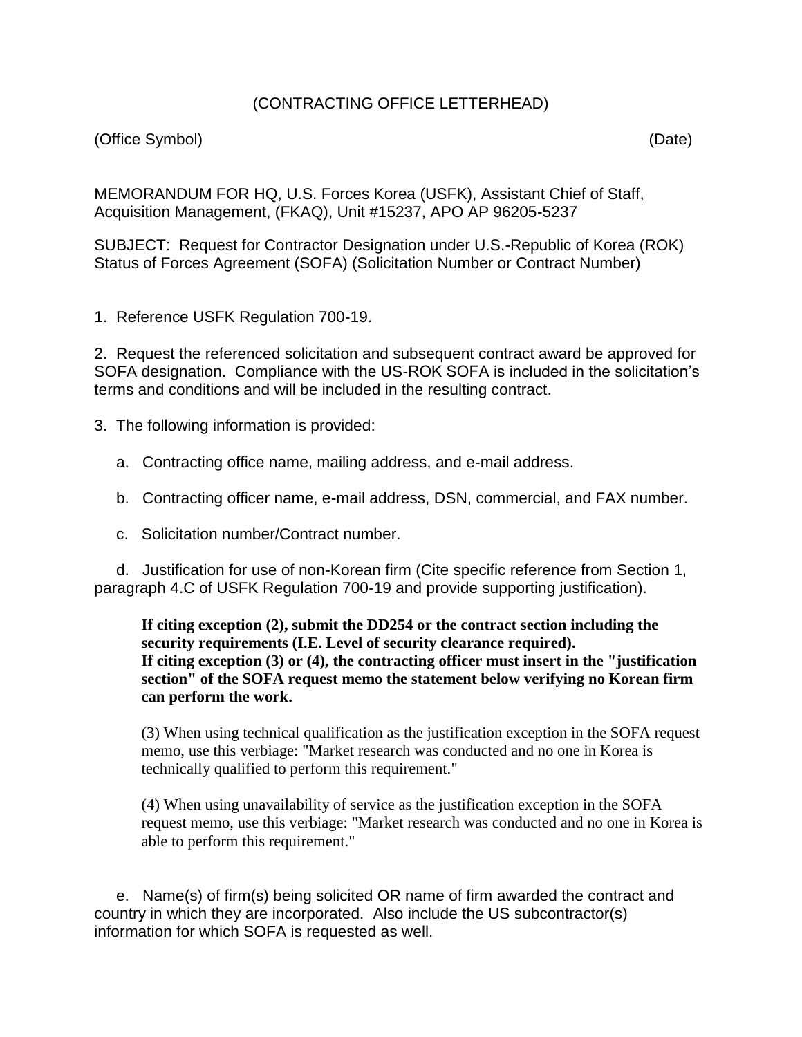(CONTRACTING OFFICE LETTERHEAD)

(Office Symbol) (Date)

MEMORANDUM FOR HQ, U.S. Forces Korea (USFK), Assistant Chief of Staff, Acquisition Management, (FKAQ), Unit #15237, APO AP 96205-5237

SUBJECT: Request for Contractor Designation under U.S.-Republic of Korea (ROK) Status of Forces Agreement (SOFA) (Solicitation Number or Contract Number)

1. Reference USFK Regulation 700-19.

2. Request the referenced solicitation and subsequent contract award be approved for SOFA designation. Compliance with the US-ROK SOFA is included in the solicitation's terms and conditions and will be included in the resulting contract.

3. The following information is provided:

   a. Contracting office name, mailing address, and e-mail address.

   b. Contracting officer name, e-mail address, DSN, commercial, and FAX number.

   c. Solicitation number/Contract number.

   d. Justification for use of non-Korean firm (Cite specific reference from Section 1, paragraph 4.C of USFK Regulation 700-19 and provide supporting justification).

      **If citing exception (2), submit the DD254 or the contract section including the security requirements (I.E. Level of security clearance required).**
      **If citing exception (3) or (4), the contracting officer must insert in the "justification section" of the SOFA request memo the statement below verifying no Korean firm can perform the work.**

      (3) When using technical qualification as the justification exception in the SOFA request memo, use this verbiage: "Market research was conducted and no one in Korea is technically qualified to perform this requirement."

      (4) When using unavailability of service as the justification exception in the SOFA request memo, use this verbiage: "Market research was conducted and no one in Korea is able to perform this requirement."

   e. Name(s) of firm(s) being solicited OR name of firm awarded the contract and country in which they are incorporated. Also include the US subcontractor(s) information for which SOFA is requested as well.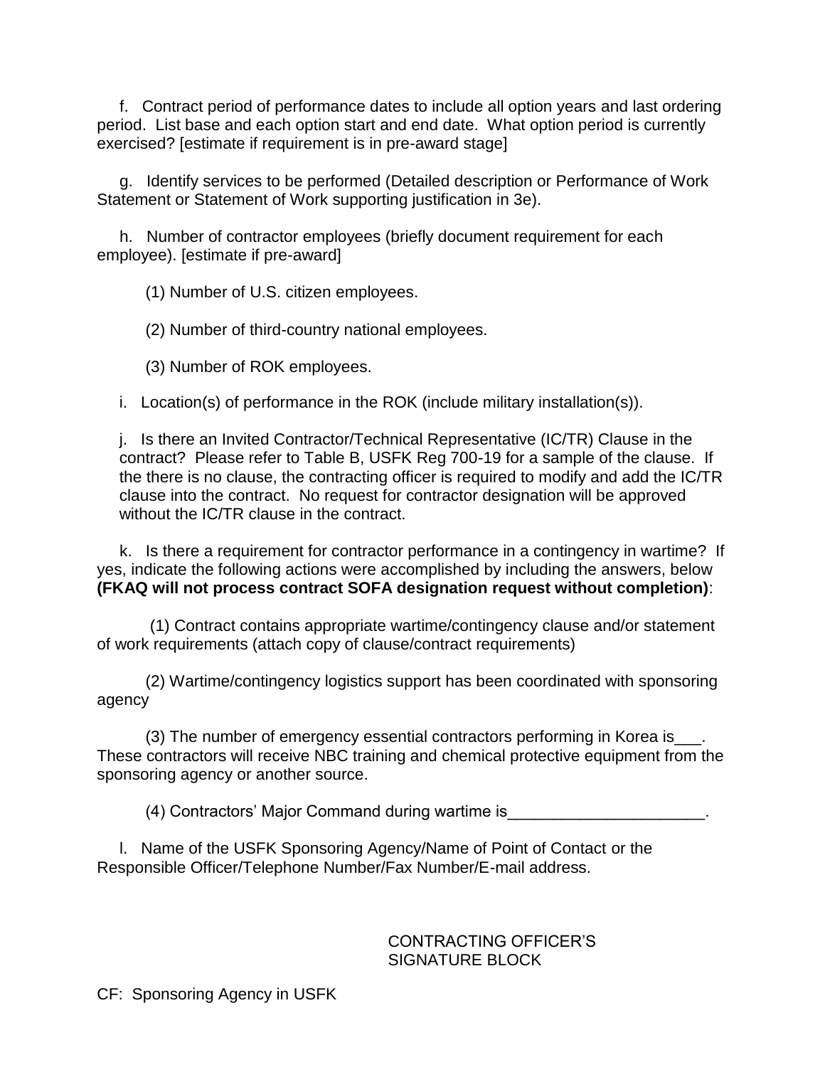f. Contract period of performance dates to include all option years and last ordering period. List base and each option start and end date. What option period is currently exercised? [estimate if requirement is in pre-award stage]

g. Identify services to be performed (Detailed description or Performance of Work Statement or Statement of Work supporting justification in 3e).

h. Number of contractor employees (briefly document requirement for each employee). [estimate if pre-award]

(1) Number of U.S. citizen employees.

(2) Number of third-country national employees.

(3) Number of ROK employees.

i. Location(s) of performance in the ROK (include military installation(s)).

j. Is there an Invited Contractor/Technical Representative (IC/TR) Clause in the contract? Please refer to Table B, USFK Reg 700-19 for a sample of the clause. If the there is no clause, the contracting officer is required to modify and add the IC/TR clause into the contract. No request for contractor designation will be approved without the IC/TR clause in the contract.

k. Is there a requirement for contractor performance in a contingency in wartime? If yes, indicate the following actions were accomplished by including the answers, below **(FKAQ will not process contract SOFA designation request without completion)**:

(1) Contract contains appropriate wartime/contingency clause and/or statement of work requirements (attach copy of clause/contract requirements)

(2) Wartime/contingency logistics support has been coordinated with sponsoring agency

(3) The number of emergency essential contractors performing in Korea is___. These contractors will receive NBC training and chemical protective equipment from the sponsoring agency or another source.

(4) Contractors' Major Command during wartime is______________________.

l. Name of the USFK Sponsoring Agency/Name of Point of Contact or the Responsible Officer/Telephone Number/Fax Number/E-mail address.

CONTRACTING OFFICER'S
SIGNATURE BLOCK

CF: Sponsoring Agency in USFK